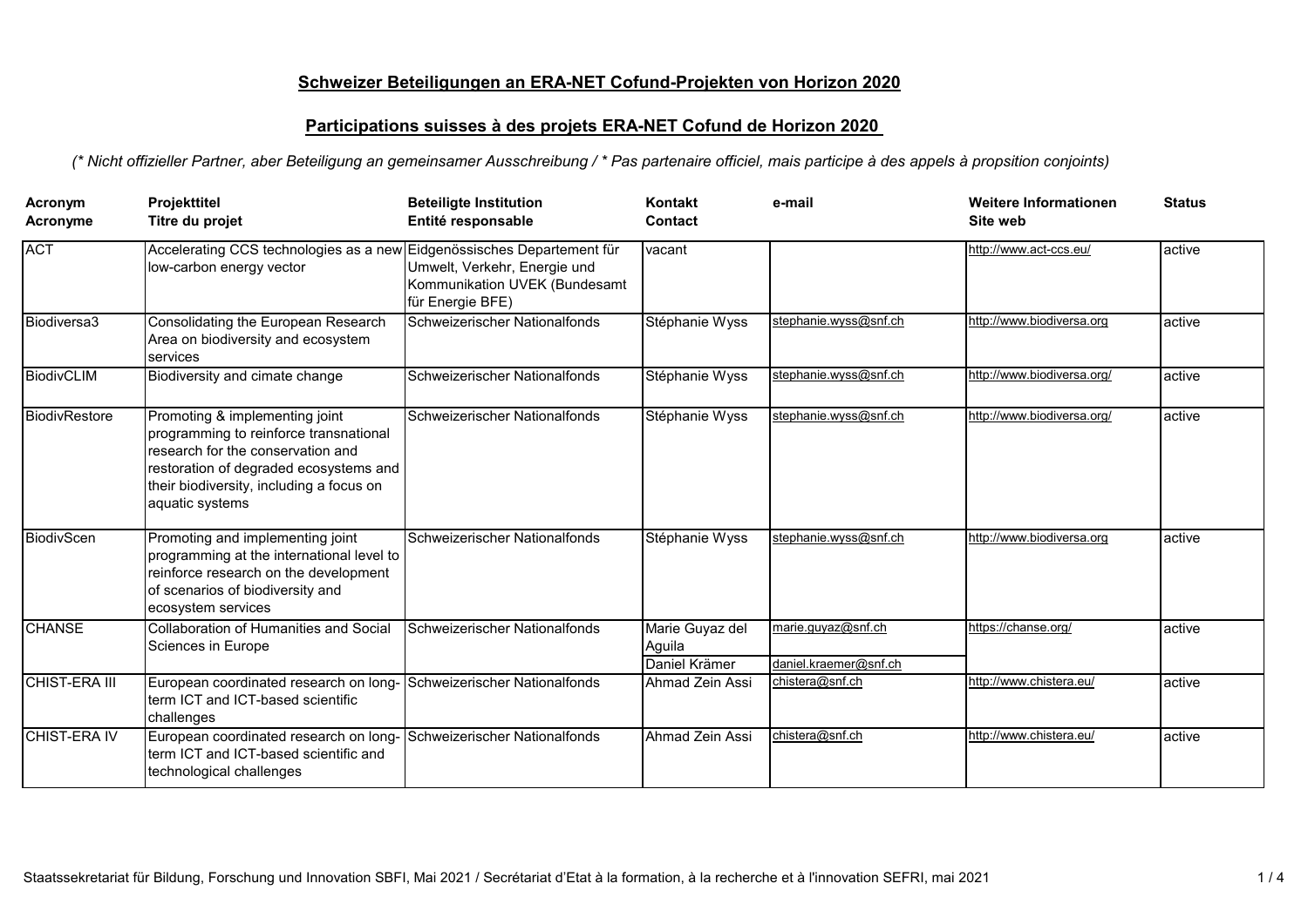# Schweizer Beteiligungen an ERA-NET Cofund-Projekten von Horizon 2020

# Participations suisses à des projets ERA-NET Cofund de Horizon 2020

*(* Nicht offizieller Partner, aber Beteiligung an gemeinsamer Ausschreibung / * Pas partenaire officiel, mais participe à des appels à propsition conjoints)*

| Acronym<br>Acronyme | Projekttitel<br>Titre du projet | Beteiligte Institution<br>Entité responsable | Kontakt<br>Contact | e-mail | Weitere Informationen<br>Site web | Status |
|---|---|---|---|---|---|---|
| ACT | Accelerating CCS technologies as a new low-carbon energy vector | Eidgenössisches Departement für Umwelt, Verkehr, Energie und Kommunikation UVEK (Bundesamt für Energie BFE) | vacant | | http://www.act-ccs.eu/ | active |
| Biodiversa3 | Consolidating the European Research Area on biodiversity and ecosystem services | Schweizerischer Nationalfonds | Stéphanie Wyss | stephanie.wyss@snf.ch | http://www.biodiversa.org | active |
| BiodivCLIM | Biodiversity and cimate change | Schweizerischer Nationalfonds | Stéphanie Wyss | stephanie.wyss@snf.ch | http://www.biodiversa.org/ | active |
| BiodivRestore | Promoting & implementing joint programming to reinforce transnational research for the conservation and restoration of degraded ecosystems and their biodiversity, including a focus on aquatic systems | Schweizerischer Nationalfonds | Stéphanie Wyss | stephanie.wyss@snf.ch | http://www.biodiversa.org/ | active |
| BiodivScen | Promoting and implementing joint programming at the international level to reinforce research on the development of scenarios of biodiversity and ecosystem services | Schweizerischer Nationalfonds | Stéphanie Wyss | stephanie.wyss@snf.ch | http://www.biodiversa.org | active |
| CHANSE | Collaboration of Humanities and Social Sciences in Europe | Schweizerischer Nationalfonds | Marie Guyaz del Aguila<br>Daniel Krämer | marie.guyaz@snf.ch<br>daniel.kraemer@snf.ch | https://chanse.org/ | active |
| CHIST-ERA III | European coordinated research on long-term ICT and ICT-based scientific challenges | Schweizerischer Nationalfonds | Ahmad Zein Assi | chistera@snf.ch | http://www.chistera.eu/ | active |
| CHIST-ERA IV | European coordinated research on long-term ICT and ICT-based scientific and technological challenges | Schweizerischer Nationalfonds | Ahmad Zein Assi | chistera@snf.ch | http://www.chistera.eu/ | active |

Staatssekretariat für Bildung, Forschung und Innovation SBFI, Mai 2021 / Secrétariat d'Etat à la formation, à la recherche et à l'innovation SEFRI, mai 2021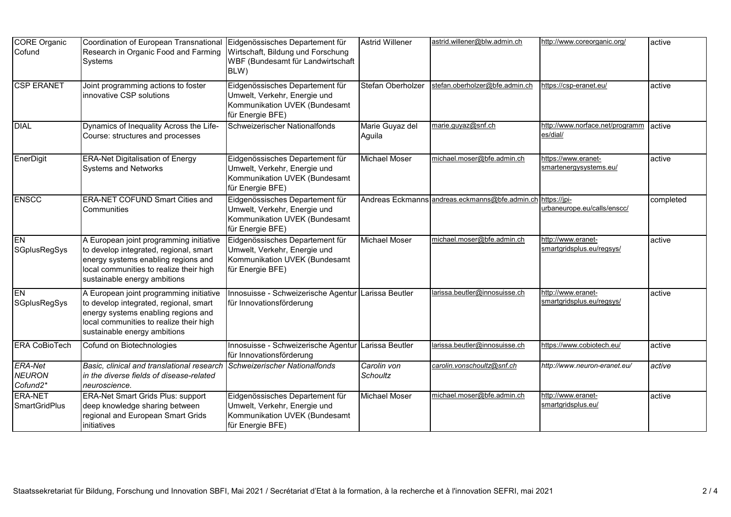| CORE Organic Cofund | Coordination of European Transnational Research in Organic Food and Farming Systems | Eidgenössisches Departement für Wirtschaft, Bildung und Forschung WBF (Bundesamt für Landwirtschaft BLW) | Astrid Willener | astrid.willener@blw.admin.ch | http://www.coreorganic.org/ | active |
|---|---|---|---|---|---|---|
| CSP ERANET | Joint programming actions to foster innovative CSP solutions | Eidgenössisches Departement für Umwelt, Verkehr, Energie und Kommunikation UVEK (Bundesamt für Energie BFE) | Stefan Oberholzer | stefan.oberholzer@bfe.admin.ch | https://csp-eranet.eu/ | active |
| DIAL | Dynamics of Inequality Across the Life-Course: structures and processes | Schweizerischer Nationalfonds | Marie Guyaz del Aguila | marie.guyaz@snf.ch | http://www.norface.net/programmes/dial/ | active |
| EnerDigit | ERA-Net Digitalisation of Energy Systems and Networks | Eidgenössisches Departement für Umwelt, Verkehr, Energie und Kommunikation UVEK (Bundesamt für Energie BFE) | Michael Moser | michael.moser@bfe.admin.ch | https://www.eranet-smartenergysystems.eu/ | active |
| ENSCC | ERA-NET COFUND Smart Cities and Communities | Eidgenössisches Departement für Umwelt, Verkehr, Energie und Kommunikation UVEK (Bundesamt für Energie BFE) | Andreas Eckmanns | andreas.eckmanns@bfe.admin.ch | https://jpi-urbaneurope.eu/calls/enscc/ | completed |
| EN SGplusRegSys | A European joint programming initiative to develop integrated, regional, smart energy systems enabling regions and local communities to realize their high sustainable energy ambitions | Eidgenössisches Departement für Umwelt, Verkehr, Energie und Kommunikation UVEK (Bundesamt für Energie BFE) | Michael Moser | michael.moser@bfe.admin.ch | http://www.eranet-smartgridsplus.eu/regsys/ | active |
| EN SGplusRegSys | A European joint programming initiative to develop integrated, regional, smart energy systems enabling regions and local communities to realize their high sustainable energy ambitions | Innosuisse - Schweizerische Agentur für Innovationsförderung | Larissa Beutler | larissa.beutler@innosuisse.ch | http://www.eranet-smartgridsplus.eu/regsys/ | active |
| ERA CoBioTech | Cofund on Biotechnologies | Innosuisse - Schweizerische Agentur für Innovationsförderung | Larissa Beutler | larissa.beutler@innosuisse.ch | https://www.cobiotech.eu/ | active |
| *ERA-Net NEURON Cofund2** | *Basic, clinical and translational research in the diverse fields of disease-related neuroscience.* | *Schweizerischer Nationalfonds* | *Carolin von Schoultz* | *carolin.vonschoultz@snf.ch* | *http://www.neuron-eranet.eu/* | *active* |
| ERA-NET SmartGridPlus | ERA-Net Smart Grids Plus: support deep knowledge sharing between regional and European Smart Grids initiatives | Eidgenössisches Departement für Umwelt, Verkehr, Energie und Kommunikation UVEK (Bundesamt für Energie BFE) | Michael Moser | michael.moser@bfe.admin.ch | http://www.eranet-smartgridsplus.eu/ | active |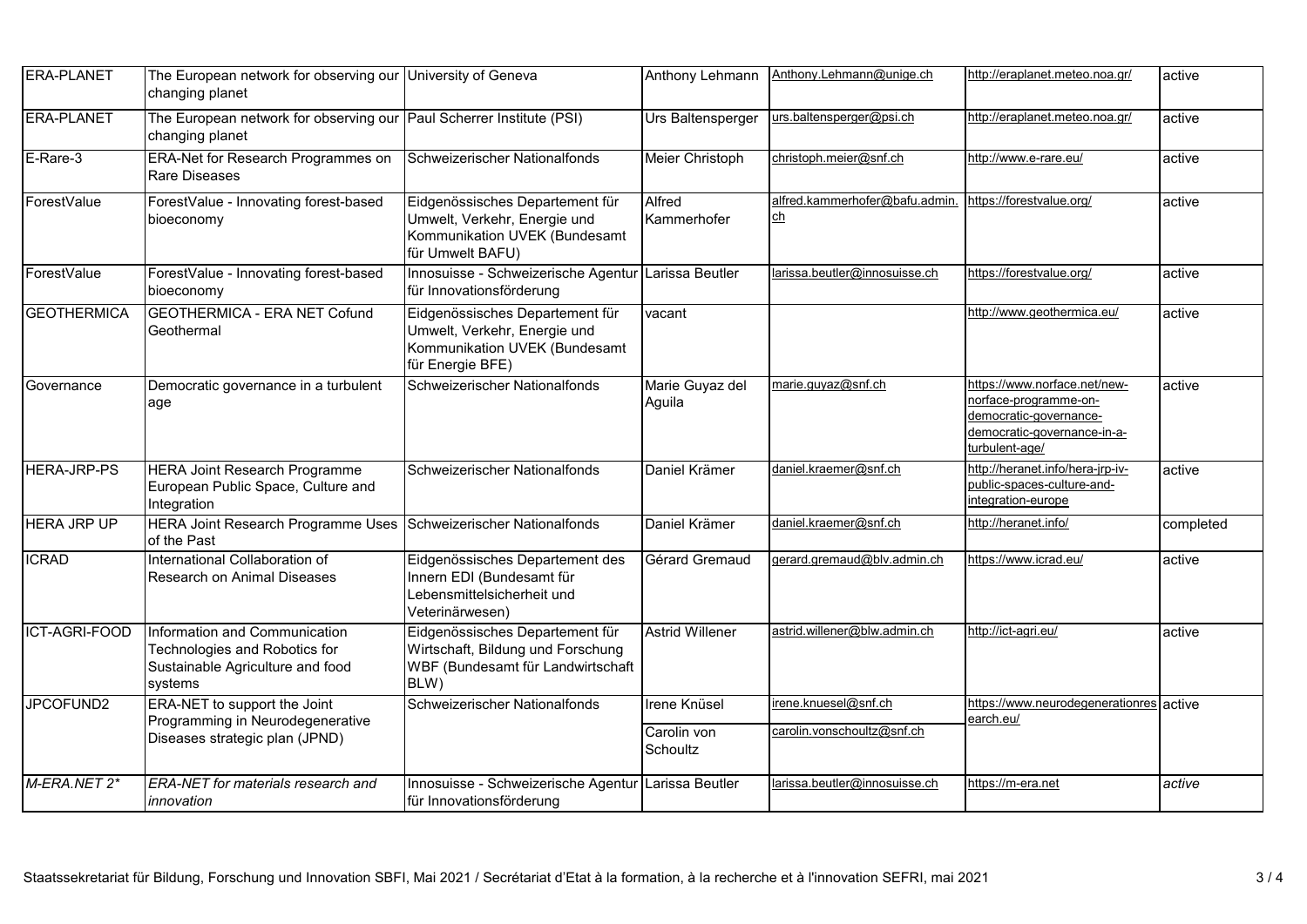| | | | | | | |
|---|---|---|---|---|---|---|
| ERA-PLANET | The European network for observing our changing planet | University of Geneva | Anthony Lehmann | Anthony.Lehmann@unige.ch | http://eraplanet.meteo.noa.gr/ | active |
| ERA-PLANET | The European network for observing our changing planet | Paul Scherrer Institute (PSI) | Urs Baltensperger | urs.baltensperger@psi.ch | http://eraplanet.meteo.noa.gr/ | active |
| E-Rare-3 | ERA-Net for Research Programmes on Rare Diseases | Schweizerischer Nationalfonds | Meier Christoph | christoph.meier@snf.ch | http://www.e-rare.eu/ | active |
| ForestValue | ForestValue - Innovating forest-based bioeconomy | Eidgenössisches Departement für Umwelt, Verkehr, Energie und Kommunikation UVEK (Bundesamt für Umwelt BAFU) | Alfred Kammerhofer | alfred.kammerhofer@bafu.admin.ch | https://forestvalue.org/ | active |
| ForestValue | ForestValue - Innovating forest-based bioeconomy | Innosuisse - Schweizerische Agentur für Innovationsförderung | Larissa Beutler | larissa.beutler@innosuisse.ch | https://forestvalue.org/ | active |
| GEOTHERMICA | GEOTHERMICA - ERA NET Cofund Geothermal | Eidgenössisches Departement für Umwelt, Verkehr, Energie und Kommunikation UVEK (Bundesamt für Energie BFE) | vacant | | http://www.geothermica.eu/ | active |
| Governance | Democratic governance in a turbulent age | Schweizerischer Nationalfonds | Marie Guyaz del Aguila | marie.guyaz@snf.ch | https://www.norface.net/new-norface-programme-on-democratic-governance-democratic-governance-in-a-turbulent-age/ | active |
| HERA-JRP-PS | HERA Joint Research Programme European Public Space, Culture and Integration | Schweizerischer Nationalfonds | Daniel Krämer | daniel.kraemer@snf.ch | http://heranet.info/hera-jrp-iv-public-spaces-culture-and-integration-europe | active |
| HERA JRP UP | HERA Joint Research Programme Uses of the Past | Schweizerischer Nationalfonds | Daniel Krämer | daniel.kraemer@snf.ch | http://heranet.info/ | completed |
| ICRAD | International Collaboration of Research on Animal Diseases | Eidgenössisches Departement des Innern EDI (Bundesamt für Lebensmittelsicherheit und Veterinärwesen) | Gérard Gremaud | gerard.gremaud@blv.admin.ch | https://www.icrad.eu/ | active |
| ICT-AGRI-FOOD | Information and Communication Technologies and Robotics for Sustainable Agriculture and food systems | Eidgenössisches Departement für Wirtschaft, Bildung und Forschung WBF (Bundesamt für Landwirtschaft BLW) | Astrid Willener | astrid.willener@blw.admin.ch | http://ict-agri.eu/ | active |
| JPCOFUND2 | ERA-NET to support the Joint Programming in Neurodegenerative Diseases strategic plan (JPND) | Schweizerischer Nationalfonds | Irene Knüsel<br>Carolin von Schoultz | irene.knuesel@snf.ch<br>carolin.vonschoultz@snf.ch | https://www.neurodegenerationresearch.eu/ | active |
| *M-ERA.NET 2** | *ERA-NET for materials research and innovation* | Innosuisse - Schweizerische Agentur für Innovationsförderung | Larissa Beutler | larissa.beutler@innosuisse.ch | https://m-era.net | *active* |

Staatssekretariat für Bildung, Forschung und Innovation SBFI, Mai 2021 / Secrétariat d'Etat à la formation, à la recherche et à l'innovation SEFRI, mai 2021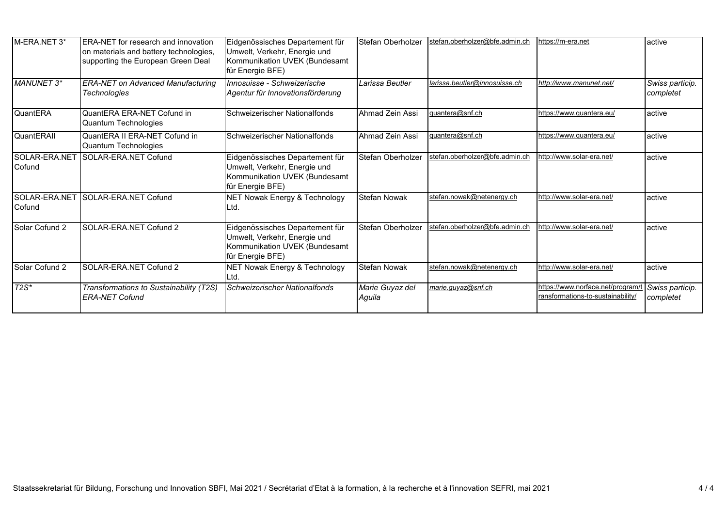| | | | | | | |
|---|---|---|---|---|---|---|
| M-ERA.NET 3* | ERA-NET for research and innovation on materials and battery technologies, supporting the European Green Deal | Eidgenössisches Departement für Umwelt, Verkehr, Energie und Kommunikation UVEK (Bundesamt für Energie BFE) | Stefan Oberholzer | stefan.oberholzer@bfe.admin.ch | https://m-era.net | active |
| *MANUNET 3** | *ERA-NET on Advanced Manufacturing Technologies* | *Innosuisse - Schweizerische Agentur für Innovationsförderung* | *Larissa Beutler* | *larissa.beutler@innosuisse.ch* | *http://www.manunet.net/* | *Swiss particip. completet* |
| QuantERA | QuantERA ERA-NET Cofund in Quantum Technologies | Schweizerischer Nationalfonds | Ahmad Zein Assi | quantera@snf.ch | https://www.quantera.eu/ | active |
| QuantERAII | QuantERA II ERA-NET Cofund in Quantum Technologies | Schweizerischer Nationalfonds | Ahmad Zein Assi | quantera@snf.ch | https://www.quantera.eu/ | active |
| SOLAR-ERA.NET Cofund | SOLAR-ERA.NET Cofund | Eidgenössisches Departement für Umwelt, Verkehr, Energie und Kommunikation UVEK (Bundesamt für Energie BFE) | Stefan Oberholzer | stefan.oberholzer@bfe.admin.ch | http://www.solar-era.net/ | active |
| SOLAR-ERA.NET Cofund | SOLAR-ERA.NET Cofund | NET Nowak Energy & Technology Ltd. | Stefan Nowak | stefan.nowak@netenergy.ch | http://www.solar-era.net/ | active |
| Solar Cofund 2 | SOLAR-ERA.NET Cofund 2 | Eidgenössisches Departement für Umwelt, Verkehr, Energie und Kommunikation UVEK (Bundesamt für Energie BFE) | Stefan Oberholzer | stefan.oberholzer@bfe.admin.ch | http://www.solar-era.net/ | active |
| Solar Cofund 2 | SOLAR-ERA.NET Cofund 2 | NET Nowak Energy & Technology Ltd. | Stefan Nowak | stefan.nowak@netenergy.ch | http://www.solar-era.net/ | active |
| *T2S** | *Transformations to Sustainability (T2S) ERA-NET Cofund* | *Schweizerischer Nationalfonds* | *Marie Guyaz del Aguila* | *marie.guyaz@snf.ch* | https://www.norface.net/program/transformations-to-sustainability/ | *Swiss particip. completet* |

Staatssekretariat für Bildung, Forschung und Innovation SBFI, Mai 2021 / Secrétariat d'Etat à la formation, à la recherche et à l'innovation SEFRI, mai 2021